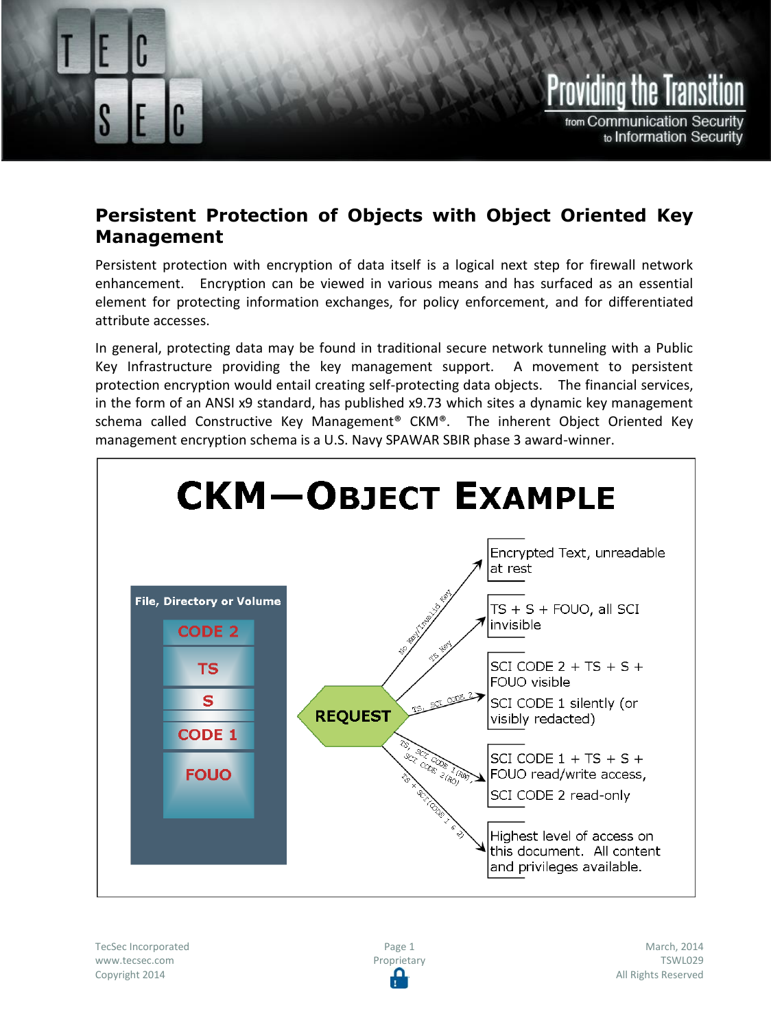## Persistent Protection of Objects with Object Oriented Key Management

Persistent protection with encryption of data itself is a logical next step for firewall network enhancement. Encryption can be viewed in various means and has surfaced as an essential element for protecting information exchanges, for policy enforcement, and for differentiated attribute accesses.

In general, protecting data may be found in traditional secure network tunneling with a Public Key Infrastructure providing the key management support. A movement to persistent protection encryption would entail creating self-protecting data objects. The financial services, in the form of an ANSI x9 standard, has published x9.73 which sites a dynamic key management schema called Constructive Key Management® CKM®. The inherent Object Oriented Key management encryption schema is a U.S. Navy SPAWAR SBIR phase 3 award-winner.

### CKM—Object Example

**File, Directory or Volume**

- CODE 2
- TS
- S
- CODE 1
- FOUO

**REQUEST**

| Request | Result |
| --- | --- |
| No Key/Invalid Key | Encrypted Text, unreadable at rest |
| TS Key | TS + S + FOUO, all SCI invisible |
| TS, SCI CODE 2 | SCI CODE 2 + TS + S + FOUO visible; SCI CODE 1 silently (or visibly redacted) |
| TS, SCI CODE 1 (RW), SCI CODE 2 (RO) | SCI CODE 1 + TS + S + FOUO read/write access, SCI CODE 2 read-only |
| TS + SCI (CODE 1 & 2) | Highest level of access on this document. All content and privileges available. |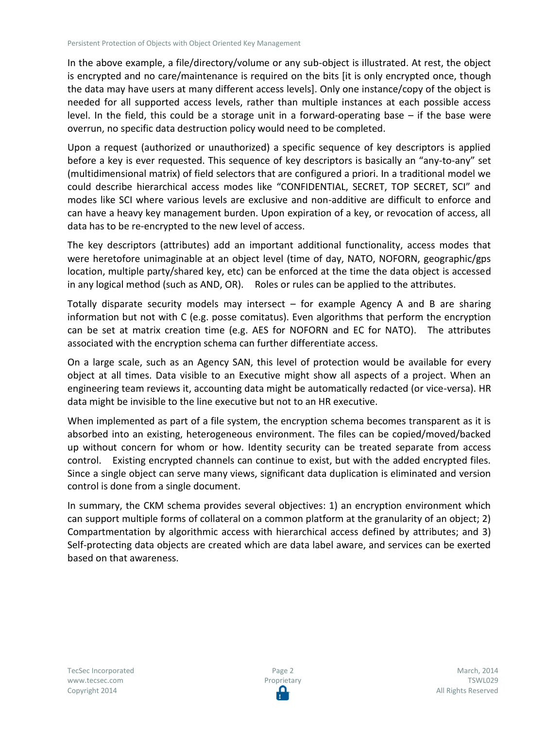In the above example, a file/directory/volume or any sub-object is illustrated. At rest, the object is encrypted and no care/maintenance is required on the bits [it is only encrypted once, though the data may have users at many different access levels]. Only one instance/copy of the object is needed for all supported access levels, rather than multiple instances at each possible access level. In the field, this could be a storage unit in a forward-operating base – if the base were overrun, no specific data destruction policy would need to be completed.

Upon a request (authorized or unauthorized) a specific sequence of key descriptors is applied before a key is ever requested. This sequence of key descriptors is basically an "any-to-any" set (multidimensional matrix) of field selectors that are configured a priori. In a traditional model we could describe hierarchical access modes like "CONFIDENTIAL, SECRET, TOP SECRET, SCI" and modes like SCI where various levels are exclusive and non-additive are difficult to enforce and can have a heavy key management burden. Upon expiration of a key, or revocation of access, all data has to be re-encrypted to the new level of access.

The key descriptors (attributes) add an important additional functionality, access modes that were heretofore unimaginable at an object level (time of day, NATO, NOFORN, geographic/gps location, multiple party/shared key, etc) can be enforced at the time the data object is accessed in any logical method (such as AND, OR). Roles or rules can be applied to the attributes.

Totally disparate security models may intersect – for example Agency A and B are sharing information but not with C (e.g. posse comitatus). Even algorithms that perform the encryption can be set at matrix creation time (e.g. AES for NOFORN and EC for NATO). The attributes associated with the encryption schema can further differentiate access.

On a large scale, such as an Agency SAN, this level of protection would be available for every object at all times. Data visible to an Executive might show all aspects of a project. When an engineering team reviews it, accounting data might be automatically redacted (or vice-versa). HR data might be invisible to the line executive but not to an HR executive.

When implemented as part of a file system, the encryption schema becomes transparent as it is absorbed into an existing, heterogeneous environment. The files can be copied/moved/backed up without concern for whom or how. Identity security can be treated separate from access control. Existing encrypted channels can continue to exist, but with the added encrypted files. Since a single object can serve many views, significant data duplication is eliminated and version control is done from a single document.

In summary, the CKM schema provides several objectives: 1) an encryption environment which can support multiple forms of collateral on a common platform at the granularity of an object; 2) Compartmentation by algorithmic access with hierarchical access defined by attributes; and 3) Self-protecting data objects are created which are data label aware, and services can be exerted based on that awareness.